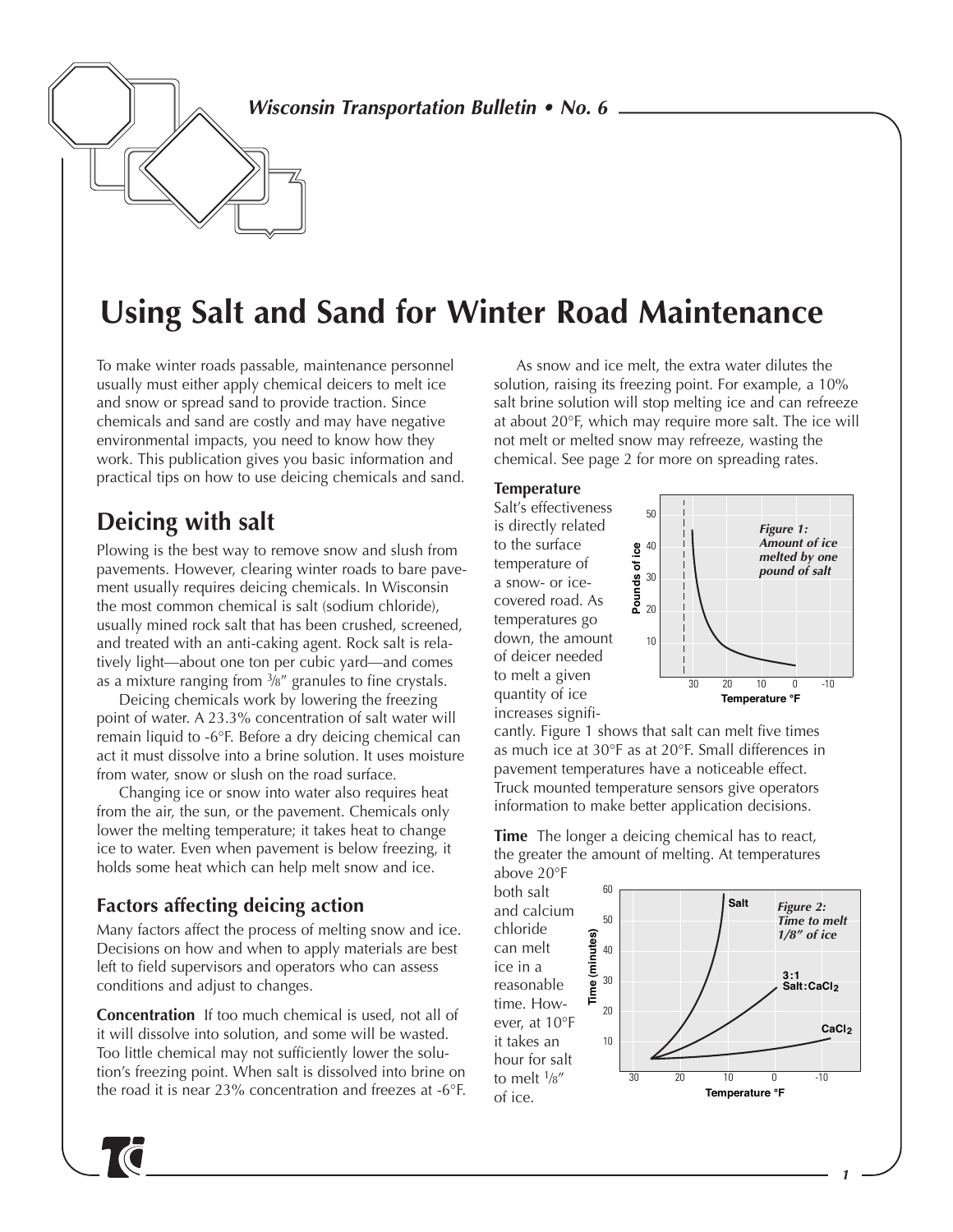# Using Salt and Sand for Winter Road Maintenance

To make winter roads passable, maintenance personnel usually must either apply chemical deicers to melt ice and snow or spread sand to provide traction. Since chemicals and sand are costly and may have negative environmental impacts, you need to know how they work. This publication gives you basic information and practical tips on how to use deicing chemicals and sand.

## Deicing with salt

Plowing is the best way to remove snow and slush from pavements. However, clearing winter roads to bare pavement usually requires deicing chemicals. In Wisconsin the most common chemical is salt (sodium chloride), usually mined rock salt that has been crushed, screened, and treated with an anti-caking agent. Rock salt is relatively light—about one ton per cubic yard—and comes as a mixture ranging from 3/8″ granules to fine crystals.

Deicing chemicals work by lowering the freezing point of water. A 23.3% concentration of salt water will remain liquid to -6°F. Before a dry deicing chemical can act it must dissolve into a brine solution. It uses moisture from water, snow or slush on the road surface.

Changing ice or snow into water also requires heat from the air, the sun, or the pavement. Chemicals only lower the melting temperature; it takes heat to change ice to water. Even when pavement is below freezing, it holds some heat which can help melt snow and ice.

### Factors affecting deicing action

Many factors affect the process of melting snow and ice. Decisions on how and when to apply materials are best left to field supervisors and operators who can assess conditions and adjust to changes.

**Concentration** If too much chemical is used, not all of it will dissolve into solution, and some will be wasted. Too little chemical may not sufficiently lower the solution's freezing point. When salt is dissolved into brine on the road it is near 23% concentration and freezes at -6°F.

As snow and ice melt, the extra water dilutes the solution, raising its freezing point. For example, a 10% salt brine solution will stop melting ice and can refreeze at about 20°F, which may require more salt. The ice will not melt or melted snow may refreeze, wasting the chemical. See page 2 for more on spreading rates.

**Temperature**
Salt's effectiveness is directly related to the surface temperature of a snow- or ice-covered road. As temperatures go down, the amount of deicer needed to melt a given quantity of ice increases significantly. Figure 1 shows that salt can melt five times as much ice at 30°F as at 20°F. Small differences in pavement temperatures have a noticeable effect. Truck mounted temperature sensors give operators information to make better application decisions.

*Figure 1: Amount of ice melted by one pound of salt*

**Time** The longer a deicing chemical has to react, the greater the amount of melting. At temperatures above 20°F both salt and calcium chloride can melt ice in a reasonable time. However, at 10°F it takes an hour for salt to melt 1/8″ of ice.

*Figure 2: Time to melt 1/8″ of ice*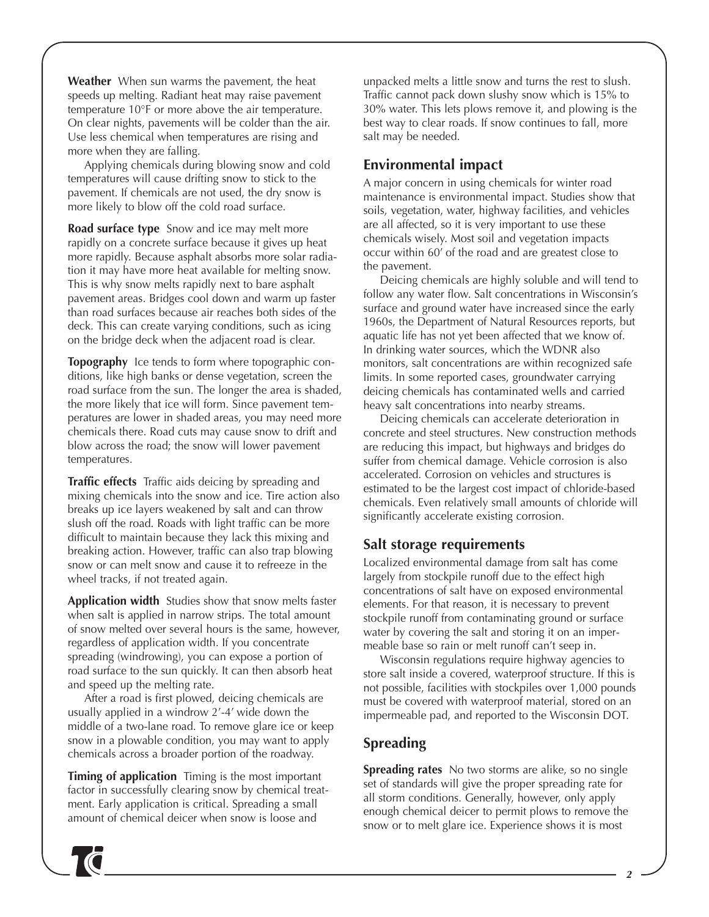**Weather** When sun warms the pavement, the heat speeds up melting. Radiant heat may raise pavement temperature 10°F or more above the air temperature. On clear nights, pavements will be colder than the air. Use less chemical when temperatures are rising and more when they are falling.

Applying chemicals during blowing snow and cold temperatures will cause drifting snow to stick to the pavement. If chemicals are not used, the dry snow is more likely to blow off the cold road surface.

**Road surface type** Snow and ice may melt more rapidly on a concrete surface because it gives up heat more rapidly. Because asphalt absorbs more solar radiation it may have more heat available for melting snow. This is why snow melts rapidly next to bare asphalt pavement areas. Bridges cool down and warm up faster than road surfaces because air reaches both sides of the deck. This can create varying conditions, such as icing on the bridge deck when the adjacent road is clear.

**Topography** Ice tends to form where topographic conditions, like high banks or dense vegetation, screen the road surface from the sun. The longer the area is shaded, the more likely that ice will form. Since pavement temperatures are lower in shaded areas, you may need more chemicals there. Road cuts may cause snow to drift and blow across the road; the snow will lower pavement temperatures.

**Traffic effects** Traffic aids deicing by spreading and mixing chemicals into the snow and ice. Tire action also breaks up ice layers weakened by salt and can throw slush off the road. Roads with light traffic can be more difficult to maintain because they lack this mixing and breaking action. However, traffic can also trap blowing snow or can melt snow and cause it to refreeze in the wheel tracks, if not treated again.

**Application width** Studies show that snow melts faster when salt is applied in narrow strips. The total amount of snow melted over several hours is the same, however, regardless of application width. If you concentrate spreading (windrowing), you can expose a portion of road surface to the sun quickly. It can then absorb heat and speed up the melting rate.

After a road is first plowed, deicing chemicals are usually applied in a windrow 2′-4′ wide down the middle of a two-lane road. To remove glare ice or keep snow in a plowable condition, you may want to apply chemicals across a broader portion of the roadway.

**Timing of application** Timing is the most important factor in successfully clearing snow by chemical treatment. Early application is critical. Spreading a small amount of chemical deicer when snow is loose and unpacked melts a little snow and turns the rest to slush. Traffic cannot pack down slushy snow which is 15% to 30% water. This lets plows remove it, and plowing is the best way to clear roads. If snow continues to fall, more salt may be needed.

## Environmental impact

A major concern in using chemicals for winter road maintenance is environmental impact. Studies show that soils, vegetation, water, highway facilities, and vehicles are all affected, so it is very important to use these chemicals wisely. Most soil and vegetation impacts occur within 60′ of the road and are greatest close to the pavement.

Deicing chemicals are highly soluble and will tend to follow any water flow. Salt concentrations in Wisconsin's surface and ground water have increased since the early 1960s, the Department of Natural Resources reports, but aquatic life has not yet been affected that we know of. In drinking water sources, which the WDNR also monitors, salt concentrations are within recognized safe limits. In some reported cases, groundwater carrying deicing chemicals has contaminated wells and carried heavy salt concentrations into nearby streams.

Deicing chemicals can accelerate deterioration in concrete and steel structures. New construction methods are reducing this impact, but highways and bridges do suffer from chemical damage. Vehicle corrosion is also accelerated. Corrosion on vehicles and structures is estimated to be the largest cost impact of chloride-based chemicals. Even relatively small amounts of chloride will significantly accelerate existing corrosion.

## Salt storage requirements

Localized environmental damage from salt has come largely from stockpile runoff due to the effect high concentrations of salt have on exposed environmental elements. For that reason, it is necessary to prevent stockpile runoff from contaminating ground or surface water by covering the salt and storing it on an impermeable base so rain or melt runoff can't seep in.

Wisconsin regulations require highway agencies to store salt inside a covered, waterproof structure. If this is not possible, facilities with stockpiles over 1,000 pounds must be covered with waterproof material, stored on an impermeable pad, and reported to the Wisconsin DOT.

## Spreading

**Spreading rates** No two storms are alike, so no single set of standards will give the proper spreading rate for all storm conditions. Generally, however, only apply enough chemical deicer to permit plows to remove the snow or to melt glare ice. Experience shows it is most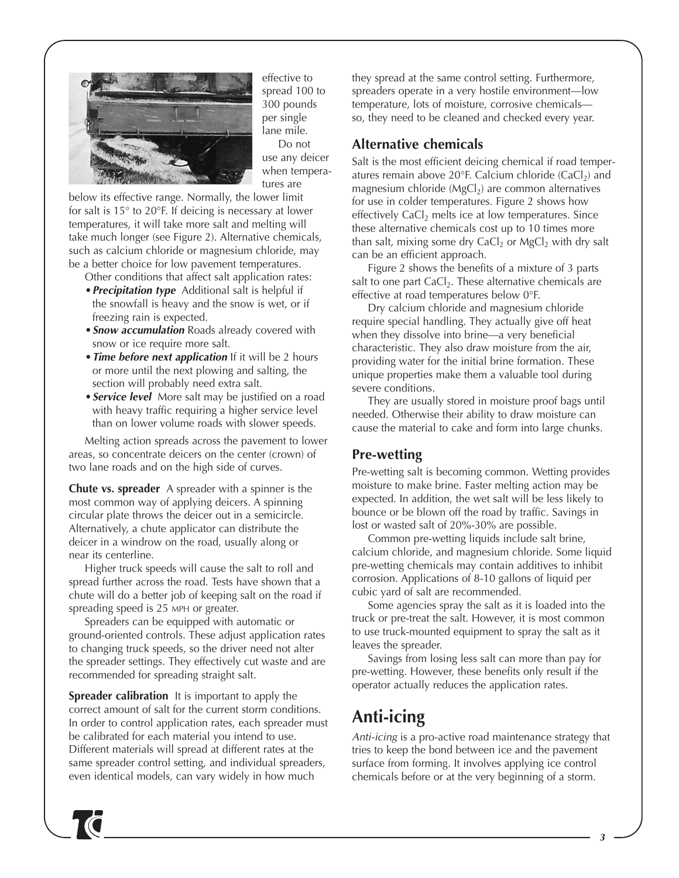effective to spread 100 to 300 pounds per single lane mile.

Do not use any deicer when temperatures are below its effective range. Normally, the lower limit for salt is 15° to 20°F. If deicing is necessary at lower temperatures, it will take more salt and melting will take much longer (see Figure 2). Alternative chemicals, such as calcium chloride or magnesium chloride, may be a better choice for low pavement temperatures.

Other conditions that affect salt application rates:

- ***Precipitation type*** Additional salt is helpful if the snowfall is heavy and the snow is wet, or if freezing rain is expected.
- ***Snow accumulation*** Roads already covered with snow or ice require more salt.
- ***Time before next application*** If it will be 2 hours or more until the next plowing and salting, the section will probably need extra salt.
- ***Service level*** More salt may be justified on a road with heavy traffic requiring a higher service level than on lower volume roads with slower speeds.

Melting action spreads across the pavement to lower areas, so concentrate deicers on the center (crown) of two lane roads and on the high side of curves.

**Chute vs. spreader** A spreader with a spinner is the most common way of applying deicers. A spinning circular plate throws the deicer out in a semicircle. Alternatively, a chute applicator can distribute the deicer in a windrow on the road, usually along or near its centerline.

Higher truck speeds will cause the salt to roll and spread further across the road. Tests have shown that a chute will do a better job of keeping salt on the road if spreading speed is 25 MPH or greater.

Spreaders can be equipped with automatic or ground-oriented controls. These adjust application rates to changing truck speeds, so the driver need not alter the spreader settings. They effectively cut waste and are recommended for spreading straight salt.

**Spreader calibration** It is important to apply the correct amount of salt for the current storm conditions. In order to control application rates, each spreader must be calibrated for each material you intend to use. Different materials will spread at different rates at the same spreader control setting, and individual spreaders, even identical models, can vary widely in how much they spread at the same control setting. Furthermore, spreaders operate in a very hostile environment—low temperature, lots of moisture, corrosive chemicals—so, they need to be cleaned and checked every year.

### Alternative chemicals

Salt is the most efficient deicing chemical if road temperatures remain above 20°F. Calcium chloride ($CaCl_2$) and magnesium chloride ($MgCl_2$) are common alternatives for use in colder temperatures. Figure 2 shows how effectively $CaCl_2$ melts ice at low temperatures. Since these alternative chemicals cost up to 10 times more than salt, mixing some dry $CaCl_2$ or $MgCl_2$ with dry salt can be an efficient approach.

Figure 2 shows the benefits of a mixture of 3 parts salt to one part $CaCl_2$. These alternative chemicals are effective at road temperatures below 0°F.

Dry calcium chloride and magnesium chloride require special handling. They actually give off heat when they dissolve into brine—a very beneficial characteristic. They also draw moisture from the air, providing water for the initial brine formation. These unique properties make them a valuable tool during severe conditions.

They are usually stored in moisture proof bags until needed. Otherwise their ability to draw moisture can cause the material to cake and form into large chunks.

### Pre-wetting

Pre-wetting salt is becoming common. Wetting provides moisture to make brine. Faster melting action may be expected. In addition, the wet salt will be less likely to bounce or be blown off the road by traffic. Savings in lost or wasted salt of 20%-30% are possible.

Common pre-wetting liquids include salt brine, calcium chloride, and magnesium chloride. Some liquid pre-wetting chemicals may contain additives to inhibit corrosion. Applications of 8-10 gallons of liquid per cubic yard of salt are recommended.

Some agencies spray the salt as it is loaded into the truck or pre-treat the salt. However, it is most common to use truck-mounted equipment to spray the salt as it leaves the spreader.

Savings from losing less salt can more than pay for pre-wetting. However, these benefits only result if the operator actually reduces the application rates.

## Anti-icing

*Anti-icing* is a pro-active road maintenance strategy that tries to keep the bond between ice and the pavement surface from forming. It involves applying ice control chemicals before or at the very beginning of a storm.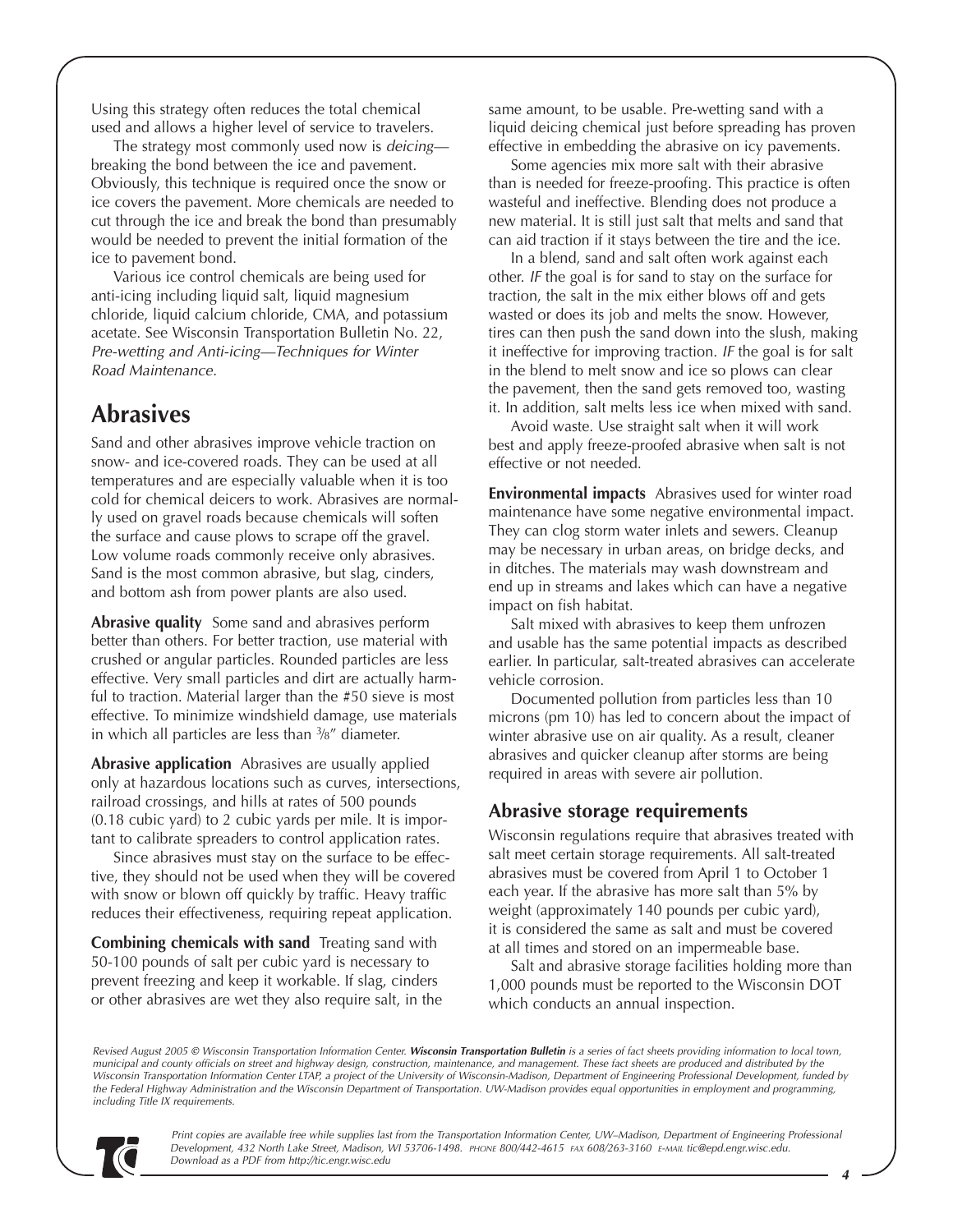Using this strategy often reduces the total chemical used and allows a higher level of service to travelers.

The strategy most commonly used now is *deicing*—breaking the bond between the ice and pavement. Obviously, this technique is required once the snow or ice covers the pavement. More chemicals are needed to cut through the ice and break the bond than presumably would be needed to prevent the initial formation of the ice to pavement bond.

Various ice control chemicals are being used for anti-icing including liquid salt, liquid magnesium chloride, liquid calcium chloride, CMA, and potassium acetate. See Wisconsin Transportation Bulletin No. 22, *Pre-wetting and Anti-icing—Techniques for Winter Road Maintenance.*

## Abrasives

Sand and other abrasives improve vehicle traction on snow- and ice-covered roads. They can be used at all temperatures and are especially valuable when it is too cold for chemical deicers to work. Abrasives are normally used on gravel roads because chemicals will soften the surface and cause plows to scrape off the gravel. Low volume roads commonly receive only abrasives. Sand is the most common abrasive, but slag, cinders, and bottom ash from power plants are also used.

**Abrasive quality** Some sand and abrasives perform better than others. For better traction, use material with crushed or angular particles. Rounded particles are less effective. Very small particles and dirt are actually harmful to traction. Material larger than the #50 sieve is most effective. To minimize windshield damage, use materials in which all particles are less than 3/8″ diameter.

**Abrasive application** Abrasives are usually applied only at hazardous locations such as curves, intersections, railroad crossings, and hills at rates of 500 pounds (0.18 cubic yard) to 2 cubic yards per mile. It is important to calibrate spreaders to control application rates.

Since abrasives must stay on the surface to be effective, they should not be used when they will be covered with snow or blown off quickly by traffic. Heavy traffic reduces their effectiveness, requiring repeat application.

**Combining chemicals with sand** Treating sand with 50-100 pounds of salt per cubic yard is necessary to prevent freezing and keep it workable. If slag, cinders or other abrasives are wet they also require salt, in the same amount, to be usable. Pre-wetting sand with a liquid deicing chemical just before spreading has proven effective in embedding the abrasive on icy pavements.

Some agencies mix more salt with their abrasive than is needed for freeze-proofing. This practice is often wasteful and ineffective. Blending does not produce a new material. It is still just salt that melts and sand that can aid traction if it stays between the tire and the ice.

In a blend, sand and salt often work against each other. *IF* the goal is for sand to stay on the surface for traction, the salt in the mix either blows off and gets wasted or does its job and melts the snow. However, tires can then push the sand down into the slush, making it ineffective for improving traction. *IF* the goal is for salt in the blend to melt snow and ice so plows can clear the pavement, then the sand gets removed too, wasting it. In addition, salt melts less ice when mixed with sand.

Avoid waste. Use straight salt when it will work best and apply freeze-proofed abrasive when salt is not effective or not needed.

**Environmental impacts** Abrasives used for winter road maintenance have some negative environmental impact. They can clog storm water inlets and sewers. Cleanup may be necessary in urban areas, on bridge decks, and in ditches. The materials may wash downstream and end up in streams and lakes which can have a negative impact on fish habitat.

Salt mixed with abrasives to keep them unfrozen and usable has the same potential impacts as described earlier. In particular, salt-treated abrasives can accelerate vehicle corrosion.

Documented pollution from particles less than 10 microns (pm 10) has led to concern about the impact of winter abrasive use on air quality. As a result, cleaner abrasives and quicker cleanup after storms are being required in areas with severe air pollution.

### Abrasive storage requirements

Wisconsin regulations require that abrasives treated with salt meet certain storage requirements. All salt-treated abrasives must be covered from April 1 to October 1 each year. If the abrasive has more salt than 5% by weight (approximately 140 pounds per cubic yard), it is considered the same as salt and must be covered at all times and stored on an impermeable base.

Salt and abrasive storage facilities holding more than 1,000 pounds must be reported to the Wisconsin DOT which conducts an annual inspection.

*Revised August 2005 © Wisconsin Transportation Information Center. **Wisconsin Transportation Bulletin** is a series of fact sheets providing information to local town, municipal and county officials on street and highway design, construction, maintenance, and management. These fact sheets are produced and distributed by the Wisconsin Transportation Information Center LTAP, a project of the University of Wisconsin-Madison, Department of Engineering Professional Development, funded by the Federal Highway Administration and the Wisconsin Department of Transportation. UW-Madison provides equal opportunities in employment and programming, including Title IX requirements.*

*Print copies are available free while supplies last from the Transportation Information Center, UW–Madison, Department of Engineering Professional Development, 432 North Lake Street, Madison, WI 53706-1498. PHONE 800/442-4615 FAX 608/263-3160 E-MAIL tic@epd.engr.wisc.edu. Download as a PDF from http://tic.engr.wisc.edu*